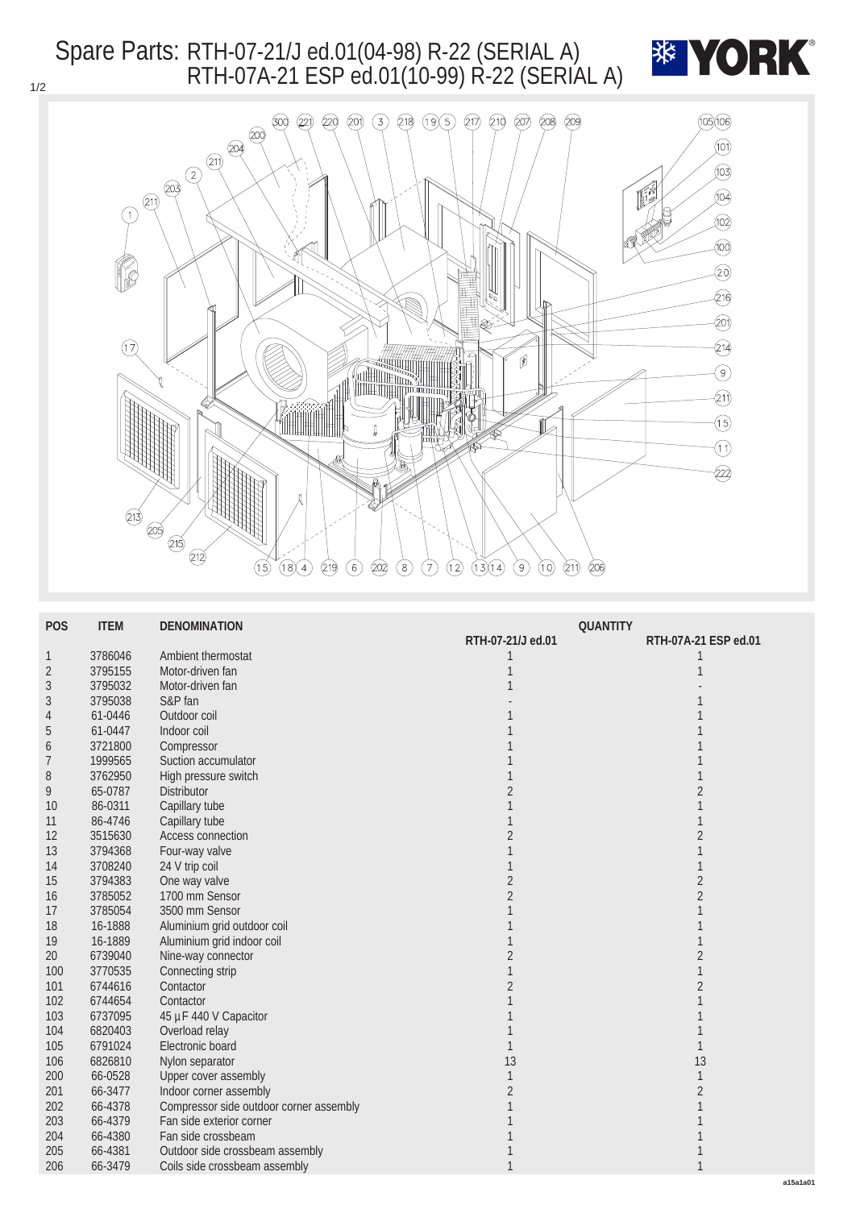# Spare Parts: RTH-07-21/J ed.01(04-98) R-22 (SERIAL A)
# RTH-07A-21 ESP ed.01(10-99) R-22 (SERIAL A)

| POS | ITEM | DENOMINATION | QUANTITY RTH-07-21/J ed.01 | RTH-07A-21 ESP ed.01 |
|---|---|---|---|---|
| 1 | 3786046 | Ambient thermostat | 1 | 1 |
| 2 | 3795155 | Motor-driven fan | 1 | 1 |
| 3 | 3795032 | Motor-driven fan | 1 | - |
| 3 | 3795038 | S&P fan | - | 1 |
| 4 | 61-0446 | Outdoor coil | 1 | 1 |
| 5 | 61-0447 | Indoor coil | 1 | 1 |
| 6 | 3721800 | Compressor | 1 | 1 |
| 7 | 1999565 | Suction accumulator | 1 | 1 |
| 8 | 3762950 | High pressure switch | 1 | 1 |
| 9 | 65-0787 | Distributor | 2 | 2 |
| 10 | 86-0311 | Capillary tube | 1 | 1 |
| 11 | 86-4746 | Capillary tube | 1 | 1 |
| 12 | 3515630 | Access connection | 2 | 2 |
| 13 | 3794368 | Four-way valve | 1 | 1 |
| 14 | 3708240 | 24 V trip coil | 1 | 1 |
| 15 | 3794383 | One way valve | 2 | 2 |
| 16 | 3785052 | 1700 mm Sensor | 2 | 2 |
| 17 | 3785054 | 3500 mm Sensor | 1 | 1 |
| 18 | 16-1888 | Aluminium grid outdoor coil | 1 | 1 |
| 19 | 16-1889 | Aluminium grid indoor coil | 1 | 1 |
| 20 | 6739040 | Nine-way connector | 2 | 2 |
| 100 | 3770535 | Connecting strip | 1 | 1 |
| 101 | 6744616 | Contactor | 2 | 2 |
| 102 | 6744654 | Contactor | 1 | 1 |
| 103 | 6737095 | 45 µF 440 V Capacitor | 1 | 1 |
| 104 | 6820403 | Overload relay | 1 | 1 |
| 105 | 6791024 | Electronic board | 1 | 1 |
| 106 | 6826810 | Nylon separator | 13 | 13 |
| 200 | 66-0528 | Upper cover assembly | 1 | 1 |
| 201 | 66-3477 | Indoor corner assembly | 2 | 2 |
| 202 | 66-4378 | Compressor side outdoor corner assembly | 1 | 1 |
| 203 | 66-4379 | Fan side exterior corner | 1 | 1 |
| 204 | 66-4380 | Fan side crossbeam | 1 | 1 |
| 205 | 66-4381 | Outdoor side crossbeam assembly | 1 | 1 |
| 206 | 66-3479 | Coils side crossbeam assembly | 1 | 1 |

a15a1a01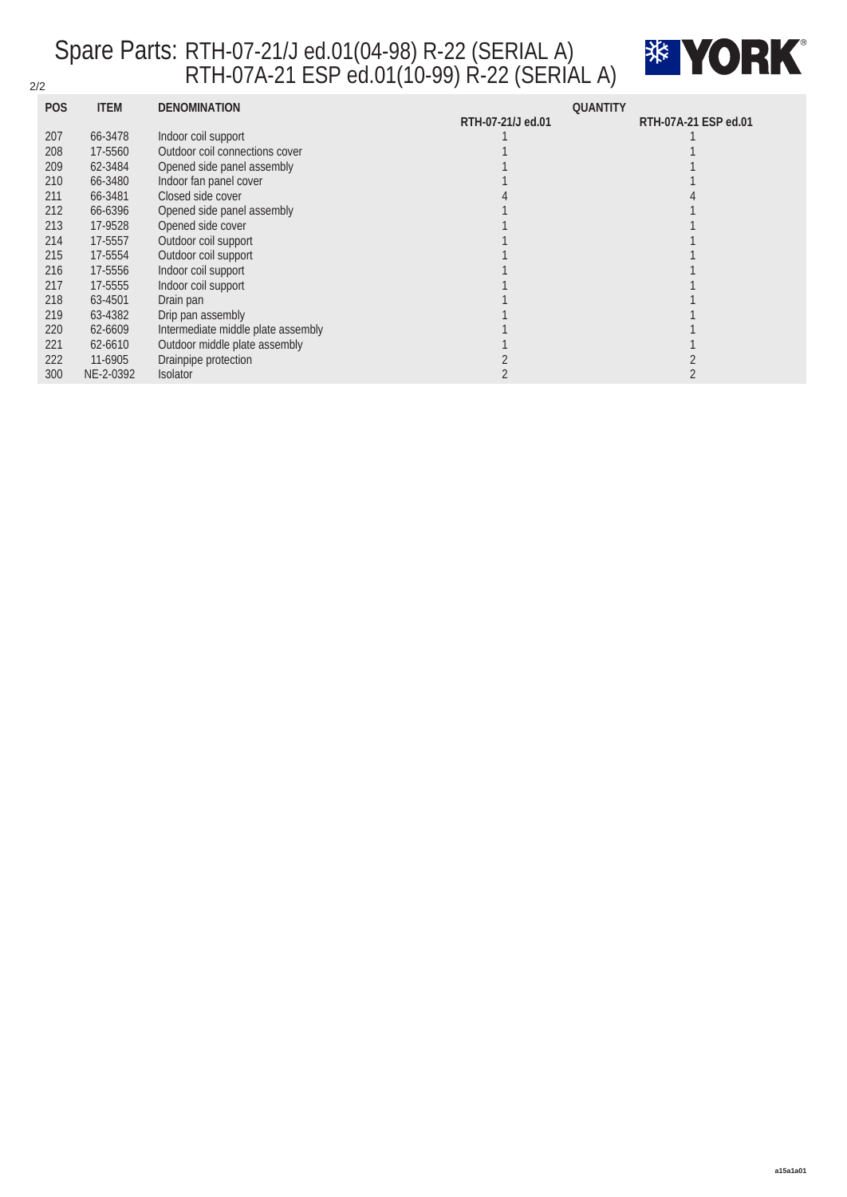# Spare Parts: RTH-07-21/J ed.01(04-98) R-22 (SERIAL A)
# RTH-07A-21 ESP ed.01(10-99) R-22 (SERIAL A)

| POS | ITEM | DENOMINATION | QUANTITY | |
|---|---|---|---|---|
| | | | RTH-07-21/J ed.01 | RTH-07A-21 ESP ed.01 |
| 207 | 66-3478 | Indoor coil support | 1 | 1 |
| 208 | 17-5560 | Outdoor coil connections cover | 1 | 1 |
| 209 | 62-3484 | Opened side panel assembly | 1 | 1 |
| 210 | 66-3480 | Indoor fan panel cover | 1 | 1 |
| 211 | 66-3481 | Closed side cover | 4 | 4 |
| 212 | 66-6396 | Opened side panel assembly | 1 | 1 |
| 213 | 17-9528 | Opened side cover | 1 | 1 |
| 214 | 17-5557 | Outdoor coil support | 1 | 1 |
| 215 | 17-5554 | Outdoor coil support | 1 | 1 |
| 216 | 17-5556 | Indoor coil support | 1 | 1 |
| 217 | 17-5555 | Indoor coil support | 1 | 1 |
| 218 | 63-4501 | Drain pan | 1 | 1 |
| 219 | 63-4382 | Drip pan assembly | 1 | 1 |
| 220 | 62-6609 | Intermediate middle plate assembly | 1 | 1 |
| 221 | 62-6610 | Outdoor middle plate assembly | 1 | 1 |
| 222 | 11-6905 | Drainpipe protection | 2 | 2 |
| 300 | NE-2-0392 | Isolator | 2 | 2 |

a15a1a01